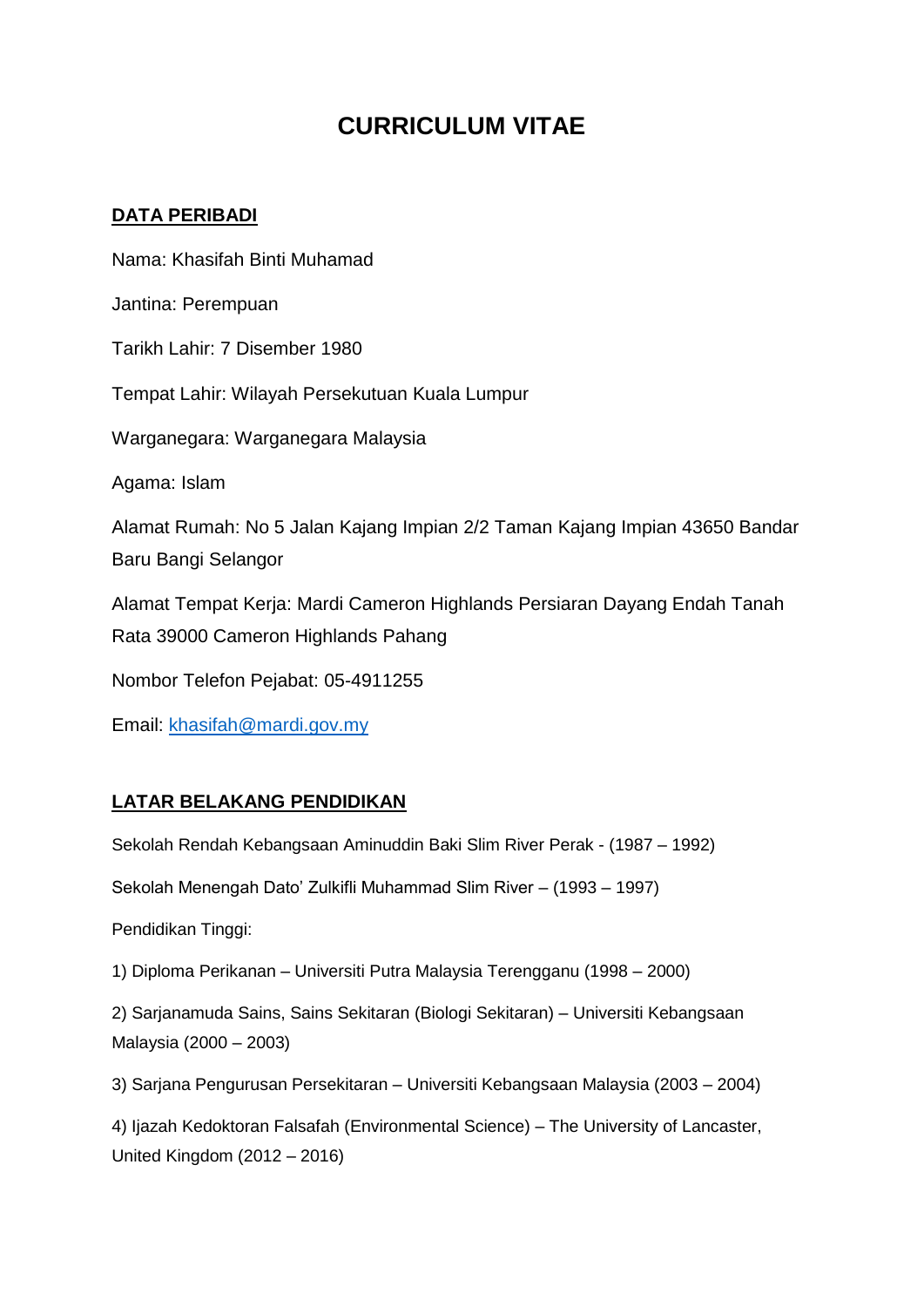# CURRICULUM VITAE

## DATA PERIBADI

Nama: Khasifah Binti Muhamad

Jantina: Perempuan

Tarikh Lahir: 7 Disember 1980

Tempat Lahir: Wilayah Persekutuan Kuala Lumpur

Warganegara: Warganegara Malaysia

Agama: Islam

Alamat Rumah: No 5 Jalan Kajang Impian 2/2 Taman Kajang Impian 43650 Bandar Baru Bangi Selangor

Alamat Tempat Kerja: Mardi Cameron Highlands Persiaran Dayang Endah Tanah Rata 39000 Cameron Highlands Pahang

Nombor Telefon Pejabat: 05-4911255

Email: [khasifah@mardi.gov.my](mailto:khasifah@mardi.gov.my)

## LATAR BELAKANG PENDIDIKAN

Sekolah Rendah Kebangsaan Aminuddin Baki Slim River Perak - (1987 – 1992)

Sekolah Menengah Dato' Zulkifli Muhammad Slim River – (1993 – 1997)

Pendidikan Tinggi:

1) Diploma Perikanan – Universiti Putra Malaysia Terengganu (1998 – 2000)

2) Sarjanamuda Sains, Sains Sekitaran (Biologi Sekitaran) – Universiti Kebangsaan Malaysia (2000 – 2003)

3) Sarjana Pengurusan Persekitaran – Universiti Kebangsaan Malaysia (2003 – 2004)

4) Ijazah Kedoktoran Falsafah (Environmental Science) – The University of Lancaster, United Kingdom (2012 – 2016)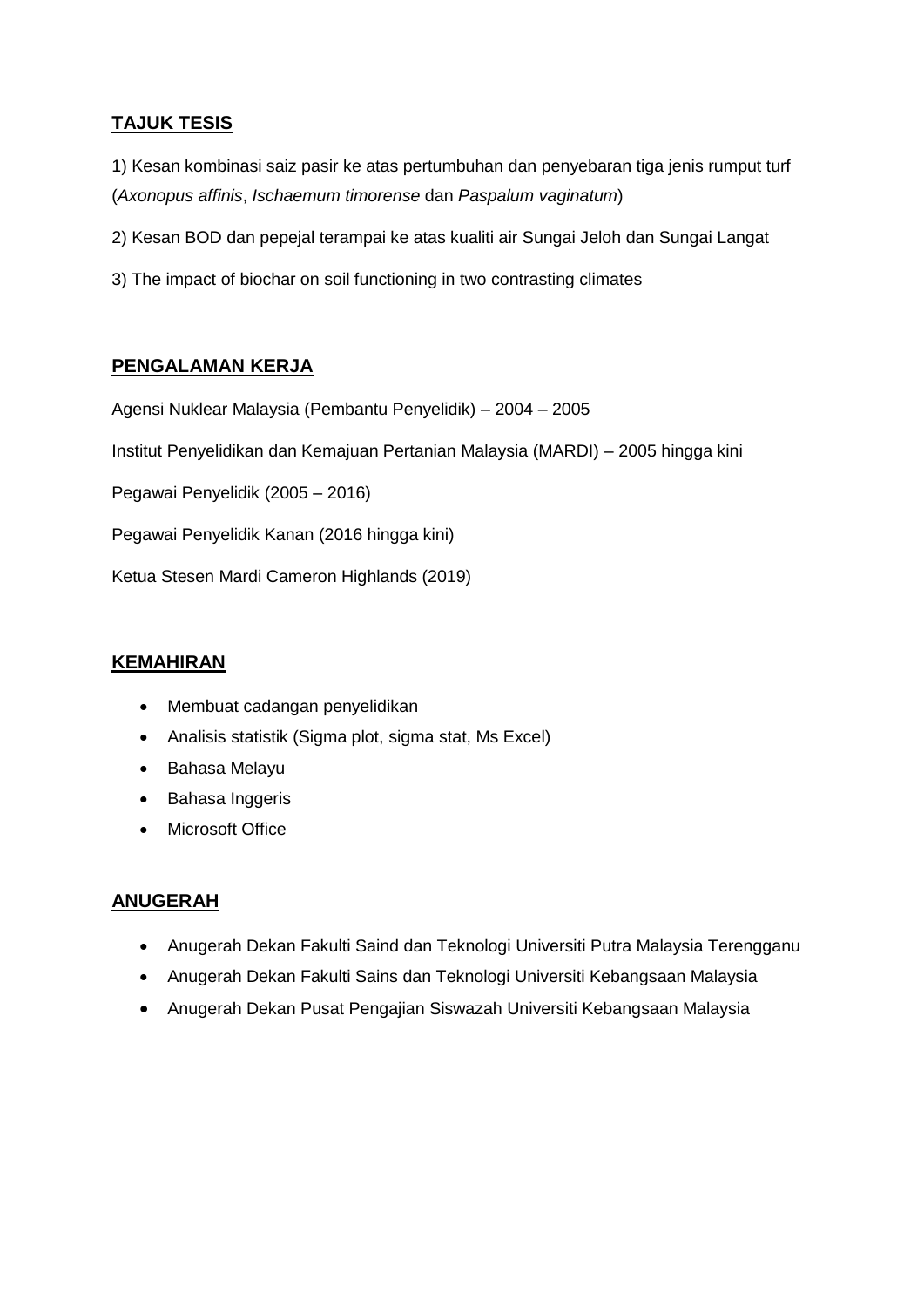## TAJUK TESIS

1) Kesan kombinasi saiz pasir ke atas pertumbuhan dan penyebaran tiga jenis rumput turf (*Axonopus affinis*, *Ischaemum timorense* dan *Paspalum vaginatum*)

2) Kesan BOD dan pepejal terampai ke atas kualiti air Sungai Jeloh dan Sungai Langat

3) The impact of biochar on soil functioning in two contrasting climates

## PENGALAMAN KERJA

Agensi Nuklear Malaysia (Pembantu Penyelidik) – 2004 – 2005

Institut Penyelidikan dan Kemajuan Pertanian Malaysia (MARDI) – 2005 hingga kini

Pegawai Penyelidik (2005 – 2016)

Pegawai Penyelidik Kanan (2016 hingga kini)

Ketua Stesen Mardi Cameron Highlands (2019)

## KEMAHIRAN

- Membuat cadangan penyelidikan
- Analisis statistik (Sigma plot, sigma stat, Ms Excel)
- Bahasa Melayu
- Bahasa Inggeris
- Microsoft Office

## ANUGERAH

- Anugerah Dekan Fakulti Saind dan Teknologi Universiti Putra Malaysia Terengganu
- Anugerah Dekan Fakulti Sains dan Teknologi Universiti Kebangsaan Malaysia
- Anugerah Dekan Pusat Pengajian Siswazah Universiti Kebangsaan Malaysia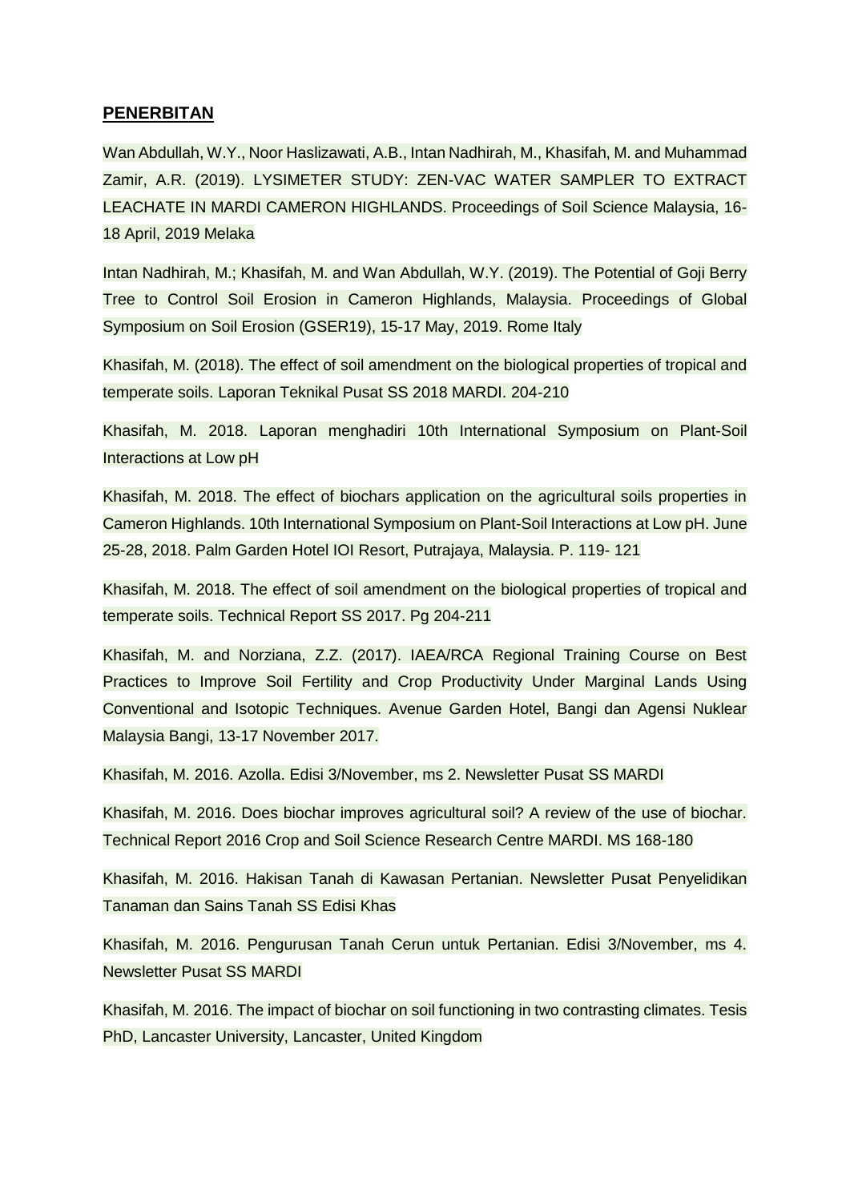**PENERBITAN**

Wan Abdullah, W.Y., Noor Haslizawati, A.B., Intan Nadhirah, M., Khasifah, M. and Muhammad Zamir, A.R. (2019). LYSIMETER STUDY: ZEN-VAC WATER SAMPLER TO EXTRACT LEACHATE IN MARDI CAMERON HIGHLANDS. Proceedings of Soil Science Malaysia, 16-18 April, 2019 Melaka

Intan Nadhirah, M.; Khasifah, M. and Wan Abdullah, W.Y. (2019). The Potential of Goji Berry Tree to Control Soil Erosion in Cameron Highlands, Malaysia. Proceedings of Global Symposium on Soil Erosion (GSER19), 15-17 May, 2019. Rome Italy

Khasifah, M. (2018). The effect of soil amendment on the biological properties of tropical and temperate soils. Laporan Teknikal Pusat SS 2018 MARDI. 204-210

Khasifah, M. 2018. Laporan menghadiri 10th International Symposium on Plant-Soil Interactions at Low pH

Khasifah, M. 2018. The effect of biochars application on the agricultural soils properties in Cameron Highlands. 10th International Symposium on Plant-Soil Interactions at Low pH. June 25-28, 2018. Palm Garden Hotel IOI Resort, Putrajaya, Malaysia. P. 119- 121

Khasifah, M. 2018. The effect of soil amendment on the biological properties of tropical and temperate soils. Technical Report SS 2017. Pg 204-211

Khasifah, M. and Norziana, Z.Z. (2017). IAEA/RCA Regional Training Course on Best Practices to Improve Soil Fertility and Crop Productivity Under Marginal Lands Using Conventional and Isotopic Techniques. Avenue Garden Hotel, Bangi dan Agensi Nuklear Malaysia Bangi, 13-17 November 2017.

Khasifah, M. 2016. Azolla. Edisi 3/November, ms 2. Newsletter Pusat SS MARDI

Khasifah, M. 2016. Does biochar improves agricultural soil? A review of the use of biochar. Technical Report 2016 Crop and Soil Science Research Centre MARDI. MS 168-180

Khasifah, M. 2016. Hakisan Tanah di Kawasan Pertanian. Newsletter Pusat Penyelidikan Tanaman dan Sains Tanah SS Edisi Khas

Khasifah, M. 2016. Pengurusan Tanah Cerun untuk Pertanian. Edisi 3/November, ms 4. Newsletter Pusat SS MARDI

Khasifah, M. 2016. The impact of biochar on soil functioning in two contrasting climates. Tesis PhD, Lancaster University, Lancaster, United Kingdom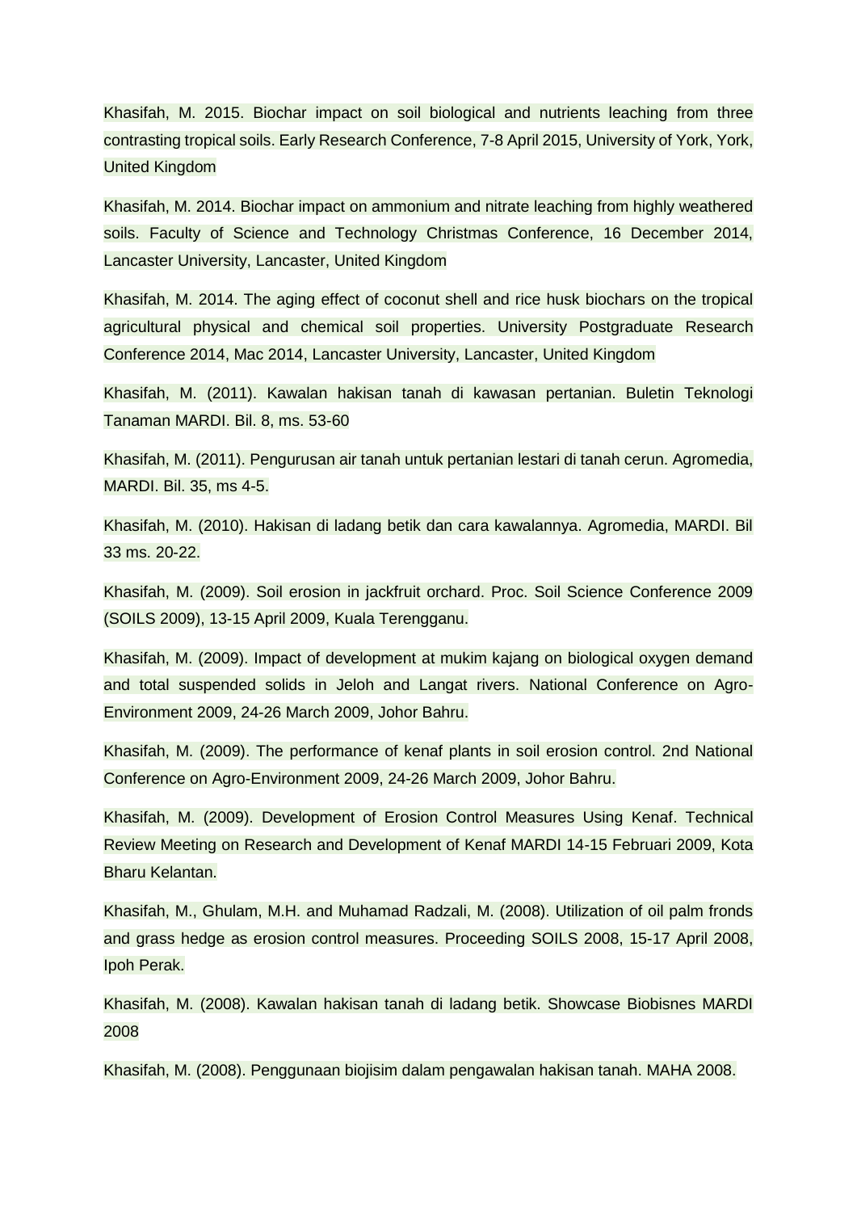Khasifah, M. 2015. Biochar impact on soil biological and nutrients leaching from three contrasting tropical soils. Early Research Conference, 7-8 April 2015, University of York, York, United Kingdom

Khasifah, M. 2014. Biochar impact on ammonium and nitrate leaching from highly weathered soils. Faculty of Science and Technology Christmas Conference, 16 December 2014, Lancaster University, Lancaster, United Kingdom

Khasifah, M. 2014. The aging effect of coconut shell and rice husk biochars on the tropical agricultural physical and chemical soil properties. University Postgraduate Research Conference 2014, Mac 2014, Lancaster University, Lancaster, United Kingdom

Khasifah, M. (2011). Kawalan hakisan tanah di kawasan pertanian. Buletin Teknologi Tanaman MARDI. Bil. 8, ms. 53-60

Khasifah, M. (2011). Pengurusan air tanah untuk pertanian lestari di tanah cerun. Agromedia, MARDI. Bil. 35, ms 4-5.

Khasifah, M. (2010). Hakisan di ladang betik dan cara kawalannya. Agromedia, MARDI. Bil 33 ms. 20-22.

Khasifah, M. (2009). Soil erosion in jackfruit orchard. Proc. Soil Science Conference 2009 (SOILS 2009), 13-15 April 2009, Kuala Terengganu.

Khasifah, M. (2009). Impact of development at mukim kajang on biological oxygen demand and total suspended solids in Jeloh and Langat rivers. National Conference on Agro-Environment 2009, 24-26 March 2009, Johor Bahru.

Khasifah, M. (2009). The performance of kenaf plants in soil erosion control. 2nd National Conference on Agro-Environment 2009, 24-26 March 2009, Johor Bahru.

Khasifah, M. (2009). Development of Erosion Control Measures Using Kenaf. Technical Review Meeting on Research and Development of Kenaf MARDI 14-15 Februari 2009, Kota Bharu Kelantan.

Khasifah, M., Ghulam, M.H. and Muhamad Radzali, M. (2008). Utilization of oil palm fronds and grass hedge as erosion control measures. Proceeding SOILS 2008, 15-17 April 2008, Ipoh Perak.

Khasifah, M. (2008). Kawalan hakisan tanah di ladang betik. Showcase Biobisnes MARDI 2008

Khasifah, M. (2008). Penggunaan biojisim dalam pengawalan hakisan tanah. MAHA 2008.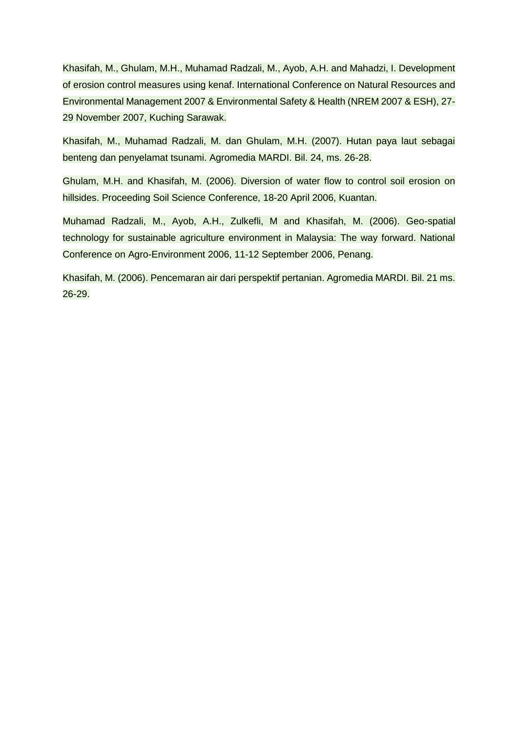Khasifah, M., Ghulam, M.H., Muhamad Radzali, M., Ayob, A.H. and Mahadzi, I. Development of erosion control measures using kenaf. International Conference on Natural Resources and Environmental Management 2007 & Environmental Safety & Health (NREM 2007 & ESH), 27-29 November 2007, Kuching Sarawak.

Khasifah, M., Muhamad Radzali, M. dan Ghulam, M.H. (2007). Hutan paya laut sebagai benteng dan penyelamat tsunami. Agromedia MARDI. Bil. 24, ms. 26-28.

Ghulam, M.H. and Khasifah, M. (2006). Diversion of water flow to control soil erosion on hillsides. Proceeding Soil Science Conference, 18-20 April 2006, Kuantan.

Muhamad Radzali, M., Ayob, A.H., Zulkefli, M and Khasifah, M. (2006). Geo-spatial technology for sustainable agriculture environment in Malaysia: The way forward. National Conference on Agro-Environment 2006, 11-12 September 2006, Penang.

Khasifah, M. (2006). Pencemaran air dari perspektif pertanian. Agromedia MARDI. Bil. 21 ms. 26-29.